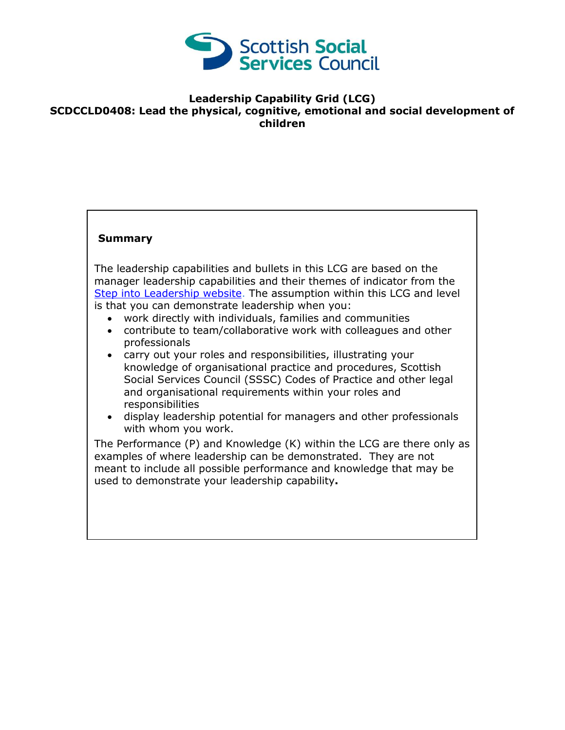# Leadership Capability Grid (LCG)

## SCDCCLD0408: Lead the physical, cognitive, emotional and social development of children

**Summary**

The leadership capabilities and bullets in this LCG are based on the manager leadership capabilities and their themes of indicator from the Step into Leadership website. The assumption within this LCG and level is that you can demonstrate leadership when you:

- work directly with individuals, families and communities
- contribute to team/collaborative work with colleagues and other professionals
- carry out your roles and responsibilities, illustrating your knowledge of organisational practice and procedures, Scottish Social Services Council (SSSC) Codes of Practice and other legal and organisational requirements within your roles and responsibilities
- display leadership potential for managers and other professionals with whom you work.

The Performance (P) and Knowledge (K) within the LCG are there only as examples of where leadership can be demonstrated. They are not meant to include all possible performance and knowledge that may be used to demonstrate your leadership capability.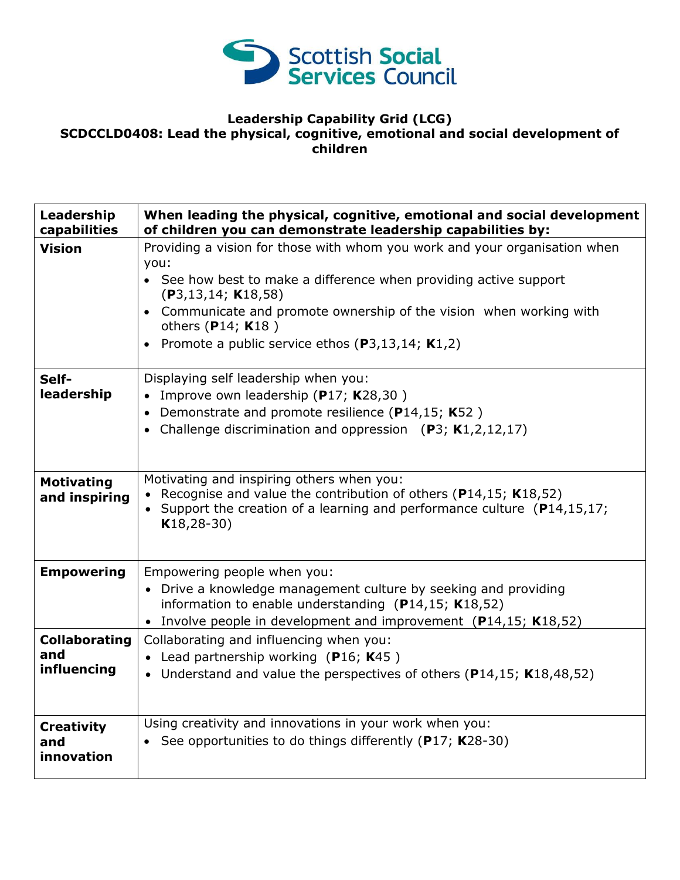**Leadership Capability Grid (LCG)**
**SCDCCLD0408: Lead the physical, cognitive, emotional and social development of children**

| Leadership capabilities | When leading the physical, cognitive, emotional and social development of children you can demonstrate leadership capabilities by: |
|---|---|
| **Vision** | Providing a vision for those with whom you work and your organisation when you:<br>• See how best to make a difference when providing active support (**P**3,13,14; **K**18,58)<br>• Communicate and promote ownership of the vision when working with others (**P**14; **K**18 )<br>• Promote a public service ethos (**P**3,13,14; **K**1,2) |
| **Self-leadership** | Displaying self leadership when you:<br>• Improve own leadership (**P**17; **K**28,30 )<br>• Demonstrate and promote resilience (**P**14,15; **K**52 )<br>• Challenge discrimination and oppression (**P**3; **K**1,2,12,17) |
| **Motivating and inspiring** | Motivating and inspiring others when you:<br>• Recognise and value the contribution of others (**P**14,15; **K**18,52)<br>• Support the creation of a learning and performance culture (**P**14,15,17; **K**18,28-30) |
| **Empowering** | Empowering people when you:<br>• Drive a knowledge management culture by seeking and providing information to enable understanding (**P**14,15; **K**18,52)<br>• Involve people in development and improvement (**P**14,15; **K**18,52) |
| **Collaborating and influencing** | Collaborating and influencing when you:<br>• Lead partnership working (**P**16; **K**45 )<br>• Understand and value the perspectives of others (**P**14,15; **K**18,48,52) |
| **Creativity and innovation** | Using creativity and innovations in your work when you:<br>• See opportunities to do things differently (**P**17; **K**28-30) |